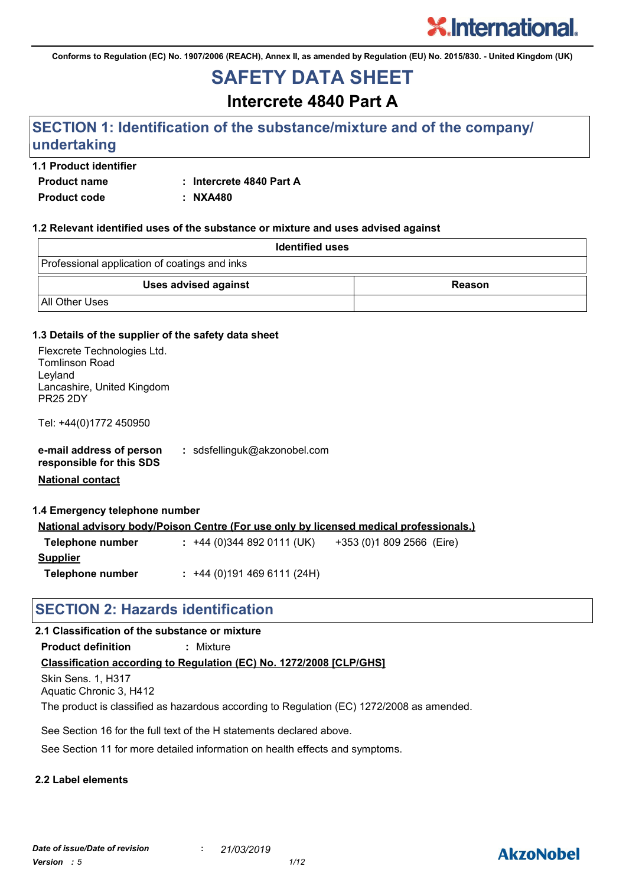Conforms to Regulation (EC) No. 1907/2006 (REACH), Annex II, as amended by Regulation (EU) No. 2015/830. - United Kingdom (UK)

# SAFETY DATA SHEET

## Intercrete 4840 Part A

## SECTION 1: Identification of the substance/mixture and of the company/undertaking

### 1.1 Product identifier

**Product name** : **Intercrete 4840 Part A**

**Product code** : **NXA480**

### 1.2 Relevant identified uses of the substance or mixture and uses advised against

| Identified uses | |
|---|---|
| Professional application of coatings and inks | |

| Uses advised against | Reason |
|---|---|
| All Other Uses | |

### 1.3 Details of the supplier of the safety data sheet

Flexcrete Technologies Ltd.
Tomlinson Road
Leyland
Lancashire, United Kingdom
PR25 2DY

Tel: +44(0)1772 450950

**e-mail address of person responsible for this SDS** : sdsfellinguk@akzonobel.com

**National contact**

### 1.4 Emergency telephone number

**National advisory body/Poison Centre (For use only by licensed medical professionals.)**

**Telephone number** : +44 (0)344 892 0111 (UK) +353 (0)1 809 2566 (Eire)

**Supplier**

**Telephone number** : +44 (0)191 469 6111 (24H)

## SECTION 2: Hazards identification

### 2.1 Classification of the substance or mixture

**Product definition** : Mixture

**Classification according to Regulation (EC) No. 1272/2008 [CLP/GHS]**

Skin Sens. 1, H317
Aquatic Chronic 3, H412

The product is classified as hazardous according to Regulation (EC) 1272/2008 as amended.

See Section 16 for the full text of the H statements declared above.

See Section 11 for more detailed information on health effects and symptoms.

### 2.2 Label elements

*Date of issue/Date of revision* : *21/03/2019*
*Version : 5*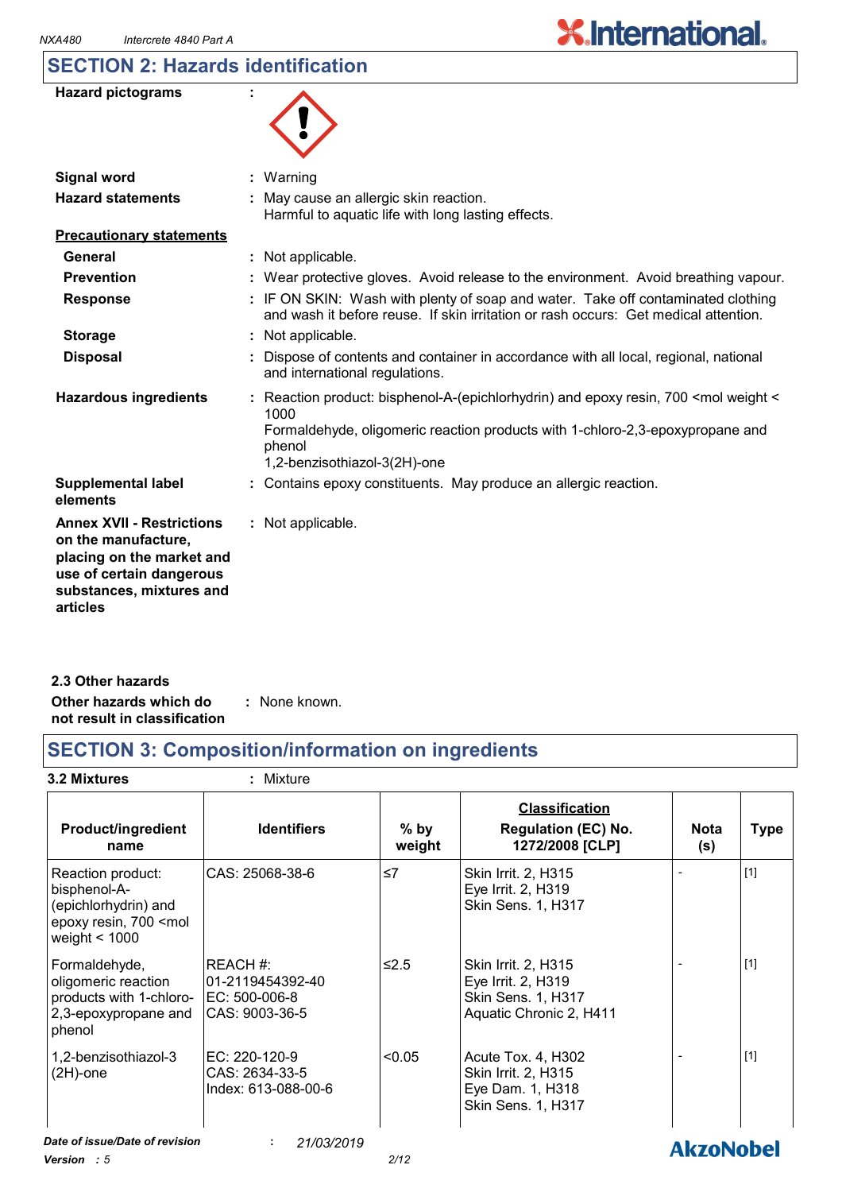## SECTION 2: Hazards identification

**Hazard pictograms** :

**Signal word** : Warning

**Hazard statements** : May cause an allergic skin reaction.
Harmful to aquatic life with long lasting effects.

**Precautionary statements**

**General** : Not applicable.

**Prevention** : Wear protective gloves. Avoid release to the environment. Avoid breathing vapour.

**Response** : IF ON SKIN: Wash with plenty of soap and water. Take off contaminated clothing and wash it before reuse. If skin irritation or rash occurs: Get medical attention.

**Storage** : Not applicable.

**Disposal** : Dispose of contents and container in accordance with all local, regional, national and international regulations.

**Hazardous ingredients** : Reaction product: bisphenol-A-(epichlorhydrin) and epoxy resin, 700 <mol weight < 1000
Formaldehyde, oligomeric reaction products with 1-chloro-2,3-epoxypropane and phenol
1,2-benzisothiazol-3(2H)-one

**Supplemental label elements** : Contains epoxy constituents. May produce an allergic reaction.

**Annex XVII - Restrictions on the manufacture, placing on the market and use of certain dangerous substances, mixtures and articles** : Not applicable.

### 2.3 Other hazards

**Other hazards which do not result in classification** : None known.

## SECTION 3: Composition/information on ingredients

**3.2 Mixtures** : Mixture

| Product/ingredient name | Identifiers | % by weight | Classification Regulation (EC) No. 1272/2008 [CLP] | Nota (s) | Type |
|---|---|---|---|---|---|
| Reaction product: bisphenol-A-(epichlorhydrin) and epoxy resin, 700 <mol weight < 1000 | CAS: 25068-38-6 | ≤7 | Skin Irrit. 2, H315<br>Eye Irrit. 2, H319<br>Skin Sens. 1, H317 | - | [1] |
| Formaldehyde, oligomeric reaction products with 1-chloro-2,3-epoxypropane and phenol | REACH #: 01-2119454392-40<br>EC: 500-006-8<br>CAS: 9003-36-5 | ≤2.5 | Skin Irrit. 2, H315<br>Eye Irrit. 2, H319<br>Skin Sens. 1, H317<br>Aquatic Chronic 2, H411 | - | [1] |
| 1,2-benzisothiazol-3(2H)-one | EC: 220-120-9<br>CAS: 2634-33-5<br>Index: 613-088-00-6 | <0.05 | Acute Tox. 4, H302<br>Skin Irrit. 2, H315<br>Eye Dam. 1, H318<br>Skin Sens. 1, H317 | - | [1] |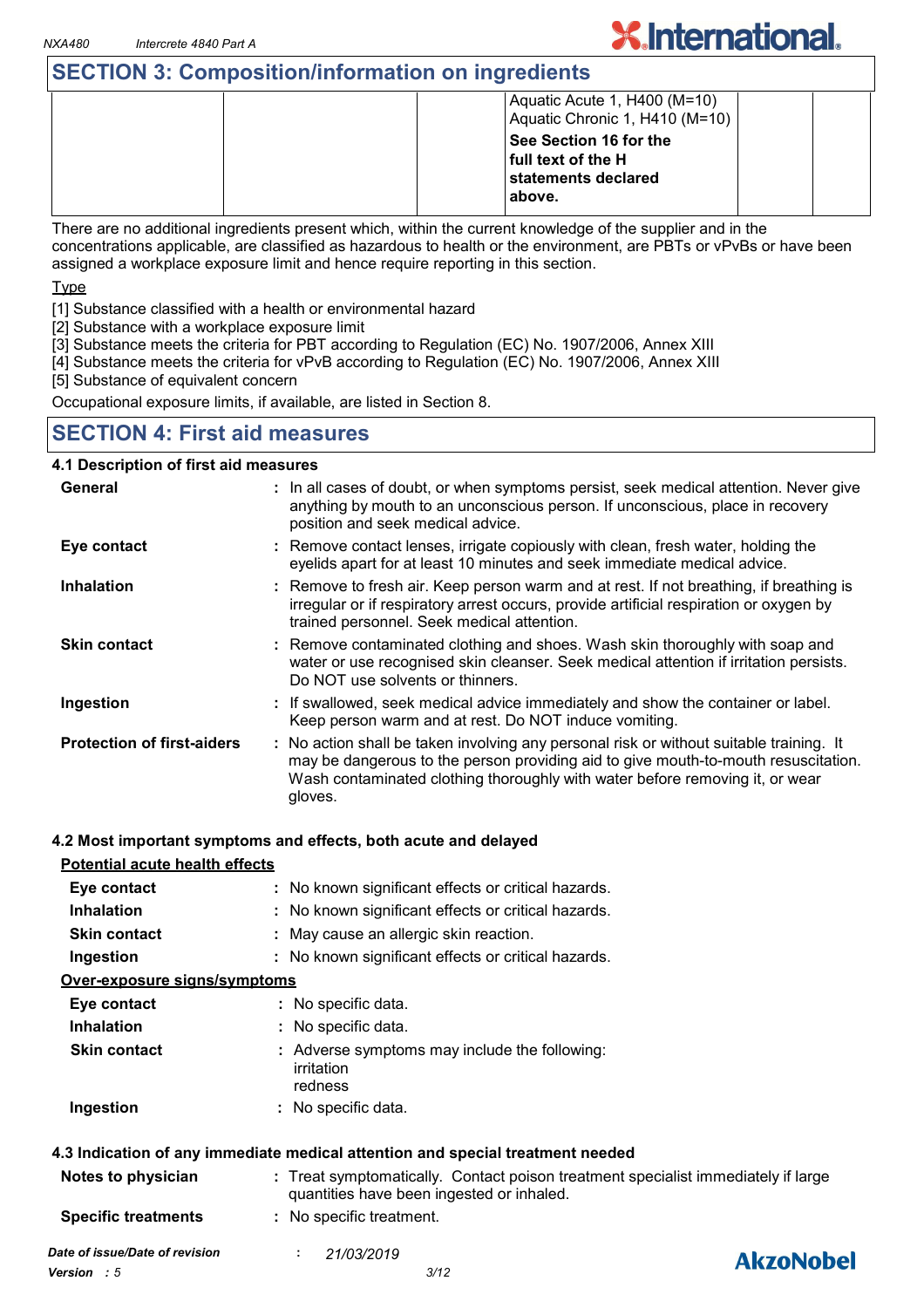## SECTION 3: Composition/information on ingredients

| | | | | | |
|---|---|---|---|---|---|
| | | | Aquatic Acute 1, H400 (M=10)<br>Aquatic Chronic 1, H410 (M=10)<br>**See Section 16 for the full text of the H statements declared above.** | | |

There are no additional ingredients present which, within the current knowledge of the supplier and in the concentrations applicable, are classified as hazardous to health or the environment, are PBTs or vPvBs or have been assigned a workplace exposure limit and hence require reporting in this section.

Type

[1] Substance classified with a health or environmental hazard
[2] Substance with a workplace exposure limit
[3] Substance meets the criteria for PBT according to Regulation (EC) No. 1907/2006, Annex XIII
[4] Substance meets the criteria for vPvB according to Regulation (EC) No. 1907/2006, Annex XIII
[5] Substance of equivalent concern

Occupational exposure limits, if available, are listed in Section 8.

## SECTION 4: First aid measures

### 4.1 Description of first aid measures

**General** : In all cases of doubt, or when symptoms persist, seek medical attention. Never give anything by mouth to an unconscious person. If unconscious, place in recovery position and seek medical advice.

**Eye contact** : Remove contact lenses, irrigate copiously with clean, fresh water, holding the eyelids apart for at least 10 minutes and seek immediate medical advice.

**Inhalation** : Remove to fresh air. Keep person warm and at rest. If not breathing, if breathing is irregular or if respiratory arrest occurs, provide artificial respiration or oxygen by trained personnel. Seek medical attention.

**Skin contact** : Remove contaminated clothing and shoes. Wash skin thoroughly with soap and water or use recognised skin cleanser. Seek medical attention if irritation persists. Do NOT use solvents or thinners.

**Ingestion** : If swallowed, seek medical advice immediately and show the container or label. Keep person warm and at rest. Do NOT induce vomiting.

**Protection of first-aiders** : No action shall be taken involving any personal risk or without suitable training. It may be dangerous to the person providing aid to give mouth-to-mouth resuscitation. Wash contaminated clothing thoroughly with water before removing it, or wear gloves.

### 4.2 Most important symptoms and effects, both acute and delayed

Potential acute health effects

**Eye contact** : No known significant effects or critical hazards.

**Inhalation** : No known significant effects or critical hazards.

**Skin contact** : May cause an allergic skin reaction.

**Ingestion** : No known significant effects or critical hazards.

Over-exposure signs/symptoms

**Eye contact** : No specific data.

**Inhalation** : No specific data.

**Skin contact** : Adverse symptoms may include the following:
irritation
redness

**Ingestion** : No specific data.

### 4.3 Indication of any immediate medical attention and special treatment needed

**Notes to physician** : Treat symptomatically. Contact poison treatment specialist immediately if large quantities have been ingested or inhaled.

**Specific treatments** : No specific treatment.

*Date of issue/Date of revision* : *21/03/2019*
*Version : 5*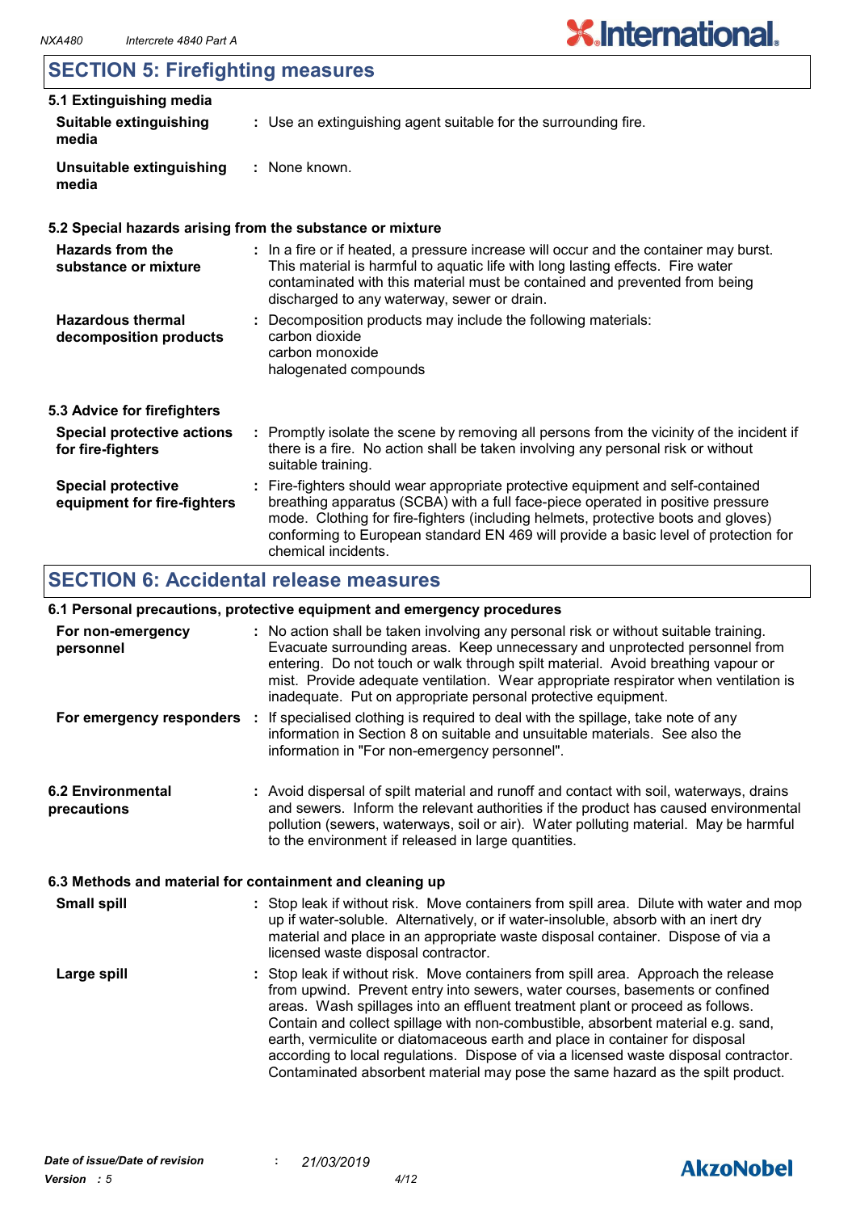## SECTION 5: Firefighting measures

### 5.1 Extinguishing media

**Suitable extinguishing media** : Use an extinguishing agent suitable for the surrounding fire.

**Unsuitable extinguishing media** : None known.

### 5.2 Special hazards arising from the substance or mixture

**Hazards from the substance or mixture** : In a fire or if heated, a pressure increase will occur and the container may burst. This material is harmful to aquatic life with long lasting effects. Fire water contaminated with this material must be contained and prevented from being discharged to any waterway, sewer or drain.

**Hazardous thermal decomposition products** : Decomposition products may include the following materials:
carbon dioxide
carbon monoxide
halogenated compounds

### 5.3 Advice for firefighters

**Special protective actions for fire-fighters** : Promptly isolate the scene by removing all persons from the vicinity of the incident if there is a fire. No action shall be taken involving any personal risk or without suitable training.

**Special protective equipment for fire-fighters** : Fire-fighters should wear appropriate protective equipment and self-contained breathing apparatus (SCBA) with a full face-piece operated in positive pressure mode. Clothing for fire-fighters (including helmets, protective boots and gloves) conforming to European standard EN 469 will provide a basic level of protection for chemical incidents.

## SECTION 6: Accidental release measures

### 6.1 Personal precautions, protective equipment and emergency procedures

**For non-emergency personnel** : No action shall be taken involving any personal risk or without suitable training. Evacuate surrounding areas. Keep unnecessary and unprotected personnel from entering. Do not touch or walk through spilt material. Avoid breathing vapour or mist. Provide adequate ventilation. Wear appropriate respirator when ventilation is inadequate. Put on appropriate personal protective equipment.

**For emergency responders** : If specialised clothing is required to deal with the spillage, take note of any information in Section 8 on suitable and unsuitable materials. See also the information in "For non-emergency personnel".

### 6.2 Environmental precautions

: Avoid dispersal of spilt material and runoff and contact with soil, waterways, drains and sewers. Inform the relevant authorities if the product has caused environmental pollution (sewers, waterways, soil or air). Water polluting material. May be harmful to the environment if released in large quantities.

### 6.3 Methods and material for containment and cleaning up

**Small spill** : Stop leak if without risk. Move containers from spill area. Dilute with water and mop up if water-soluble. Alternatively, or if water-insoluble, absorb with an inert dry material and place in an appropriate waste disposal container. Dispose of via a licensed waste disposal contractor.

**Large spill** : Stop leak if without risk. Move containers from spill area. Approach the release from upwind. Prevent entry into sewers, water courses, basements or confined areas. Wash spillages into an effluent treatment plant or proceed as follows. Contain and collect spillage with non-combustible, absorbent material e.g. sand, earth, vermiculite or diatomaceous earth and place in container for disposal according to local regulations. Dispose of via a licensed waste disposal contractor. Contaminated absorbent material may pose the same hazard as the spilt product.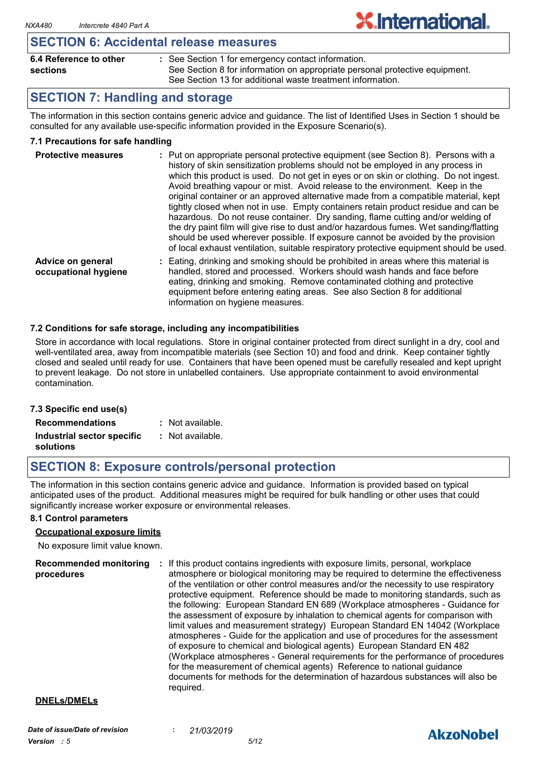## SECTION 6: Accidental release measures

| | |
|---|---|
| **6.4 Reference to other sections** | : See Section 1 for emergency contact information.<br>See Section 8 for information on appropriate personal protective equipment.<br>See Section 13 for additional waste treatment information. |

## SECTION 7: Handling and storage

The information in this section contains generic advice and guidance. The list of Identified Uses in Section 1 should be consulted for any available use-specific information provided in the Exposure Scenario(s).

### 7.1 Precautions for safe handling

| | |
|---|---|
| **Protective measures** | : Put on appropriate personal protective equipment (see Section 8). Persons with a history of skin sensitization problems should not be employed in any process in which this product is used. Do not get in eyes or on skin or clothing. Do not ingest. Avoid breathing vapour or mist. Avoid release to the environment. Keep in the original container or an approved alternative made from a compatible material, kept tightly closed when not in use. Empty containers retain product residue and can be hazardous. Do not reuse container. Dry sanding, flame cutting and/or welding of the dry paint film will give rise to dust and/or hazardous fumes. Wet sanding/flatting should be used wherever possible. If exposure cannot be avoided by the provision of local exhaust ventilation, suitable respiratory protective equipment should be used. |
| **Advice on general occupational hygiene** | : Eating, drinking and smoking should be prohibited in areas where this material is handled, stored and processed. Workers should wash hands and face before eating, drinking and smoking. Remove contaminated clothing and protective equipment before entering eating areas. See also Section 8 for additional information on hygiene measures. |

### 7.2 Conditions for safe storage, including any incompatibilities

Store in accordance with local regulations. Store in original container protected from direct sunlight in a dry, cool and well-ventilated area, away from incompatible materials (see Section 10) and food and drink. Keep container tightly closed and sealed until ready for use. Containers that have been opened must be carefully resealed and kept upright to prevent leakage. Do not store in unlabelled containers. Use appropriate containment to avoid environmental contamination.

### 7.3 Specific end use(s)

| | |
|---|---|
| **Recommendations** | : Not available. |
| **Industrial sector specific solutions** | : Not available. |

## SECTION 8: Exposure controls/personal protection

The information in this section contains generic advice and guidance. Information is provided based on typical anticipated uses of the product. Additional measures might be required for bulk handling or other uses that could significantly increase worker exposure or environmental releases.

### 8.1 Control parameters

**Occupational exposure limits**

No exposure limit value known.

| | |
|---|---|
| **Recommended monitoring procedures** | : If this product contains ingredients with exposure limits, personal, workplace atmosphere or biological monitoring may be required to determine the effectiveness of the ventilation or other control measures and/or the necessity to use respiratory protective equipment. Reference should be made to monitoring standards, such as the following: European Standard EN 689 (Workplace atmospheres - Guidance for the assessment of exposure by inhalation to chemical agents for comparison with limit values and measurement strategy) European Standard EN 14042 (Workplace atmospheres - Guide for the application and use of procedures for the assessment of exposure to chemical and biological agents) European Standard EN 482 (Workplace atmospheres - General requirements for the performance of procedures for the measurement of chemical agents) Reference to national guidance documents for methods for the determination of hazardous substances will also be required. |

**DNELs/DMELs**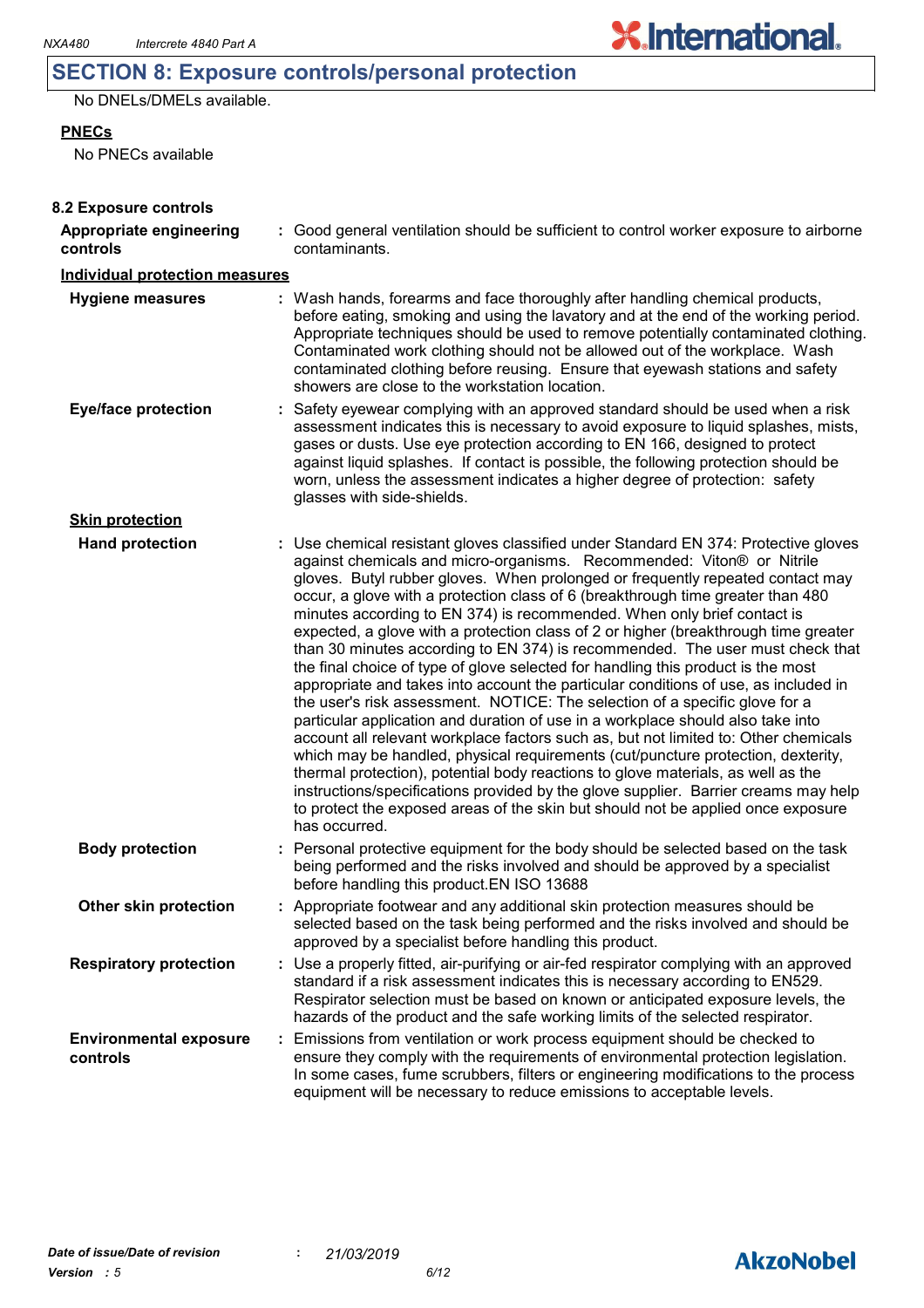## SECTION 8: Exposure controls/personal protection

No DNELs/DMELs available.

**PNECs**

No PNECs available

**8.2 Exposure controls**

**Appropriate engineering controls** : Good general ventilation should be sufficient to control worker exposure to airborne contaminants.

**Individual protection measures**

**Hygiene measures** : Wash hands, forearms and face thoroughly after handling chemical products, before eating, smoking and using the lavatory and at the end of the working period. Appropriate techniques should be used to remove potentially contaminated clothing. Contaminated work clothing should not be allowed out of the workplace. Wash contaminated clothing before reusing. Ensure that eyewash stations and safety showers are close to the workstation location.

**Eye/face protection** : Safety eyewear complying with an approved standard should be used when a risk assessment indicates this is necessary to avoid exposure to liquid splashes, mists, gases or dusts. Use eye protection according to EN 166, designed to protect against liquid splashes. If contact is possible, the following protection should be worn, unless the assessment indicates a higher degree of protection: safety glasses with side-shields.

**Skin protection**

**Hand protection** : Use chemical resistant gloves classified under Standard EN 374: Protective gloves against chemicals and micro-organisms. Recommended: Viton® or Nitrile gloves. Butyl rubber gloves. When prolonged or frequently repeated contact may occur, a glove with a protection class of 6 (breakthrough time greater than 480 minutes according to EN 374) is recommended. When only brief contact is expected, a glove with a protection class of 2 or higher (breakthrough time greater than 30 minutes according to EN 374) is recommended. The user must check that the final choice of type of glove selected for handling this product is the most appropriate and takes into account the particular conditions of use, as included in the user's risk assessment. NOTICE: The selection of a specific glove for a particular application and duration of use in a workplace should also take into account all relevant workplace factors such as, but not limited to: Other chemicals which may be handled, physical requirements (cut/puncture protection, dexterity, thermal protection), potential body reactions to glove materials, as well as the instructions/specifications provided by the glove supplier. Barrier creams may help to protect the exposed areas of the skin but should not be applied once exposure has occurred.

**Body protection** : Personal protective equipment for the body should be selected based on the task being performed and the risks involved and should be approved by a specialist before handling this product.EN ISO 13688

**Other skin protection** : Appropriate footwear and any additional skin protection measures should be selected based on the task being performed and the risks involved and should be approved by a specialist before handling this product.

**Respiratory protection** : Use a properly fitted, air-purifying or air-fed respirator complying with an approved standard if a risk assessment indicates this is necessary according to EN529. Respirator selection must be based on known or anticipated exposure levels, the hazards of the product and the safe working limits of the selected respirator.

**Environmental exposure controls** : Emissions from ventilation or work process equipment should be checked to ensure they comply with the requirements of environmental protection legislation. In some cases, fume scrubbers, filters or engineering modifications to the process equipment will be necessary to reduce emissions to acceptable levels.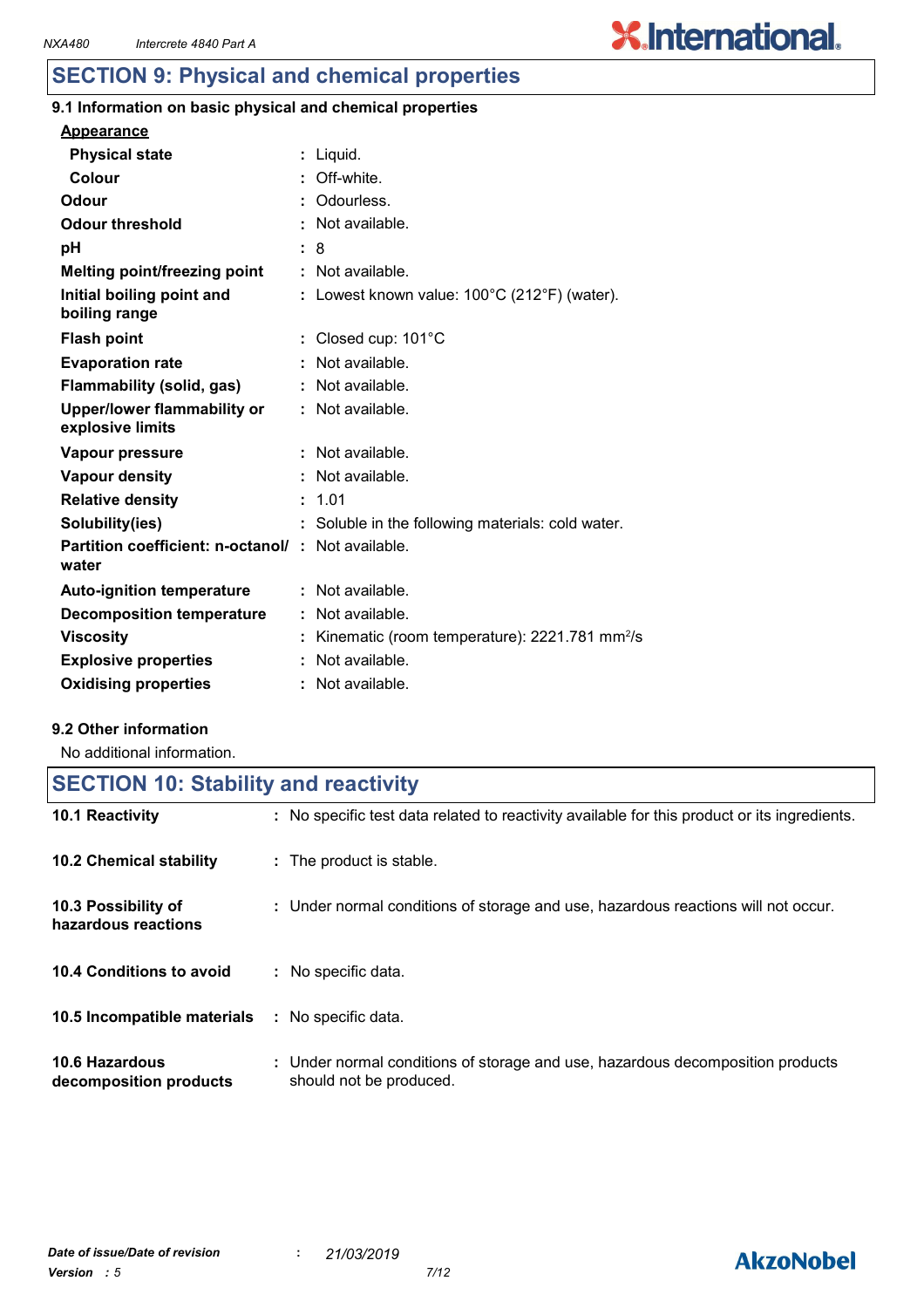## SECTION 9: Physical and chemical properties

### 9.1 Information on basic physical and chemical properties

**Appearance**

| Property | Value |
|---|---|
| **Physical state** | Liquid. |
| **Colour** | Off-white. |
| **Odour** | Odourless. |
| **Odour threshold** | Not available. |
| **pH** | 8 |
| **Melting point/freezing point** | Not available. |
| **Initial boiling point and boiling range** | Lowest known value: 100°C (212°F) (water). |
| **Flash point** | Closed cup: 101°C |
| **Evaporation rate** | Not available. |
| **Flammability (solid, gas)** | Not available. |
| **Upper/lower flammability or explosive limits** | Not available. |
| **Vapour pressure** | Not available. |
| **Vapour density** | Not available. |
| **Relative density** | 1.01 |
| **Solubility(ies)** | Soluble in the following materials: cold water. |
| **Partition coefficient: n-octanol/ water** | Not available. |
| **Auto-ignition temperature** | Not available. |
| **Decomposition temperature** | Not available. |
| **Viscosity** | Kinematic (room temperature): 2221.781 $mm^2/s$ |
| **Explosive properties** | Not available. |
| **Oxidising properties** | Not available. |

### 9.2 Other information

No additional information.

## SECTION 10: Stability and reactivity

| | |
|---|---|
| **10.1 Reactivity** | No specific test data related to reactivity available for this product or its ingredients. |
| **10.2 Chemical stability** | The product is stable. |
| **10.3 Possibility of hazardous reactions** | Under normal conditions of storage and use, hazardous reactions will not occur. |
| **10.4 Conditions to avoid** | No specific data. |
| **10.5 Incompatible materials** | No specific data. |
| **10.6 Hazardous decomposition products** | Under normal conditions of storage and use, hazardous decomposition products should not be produced. |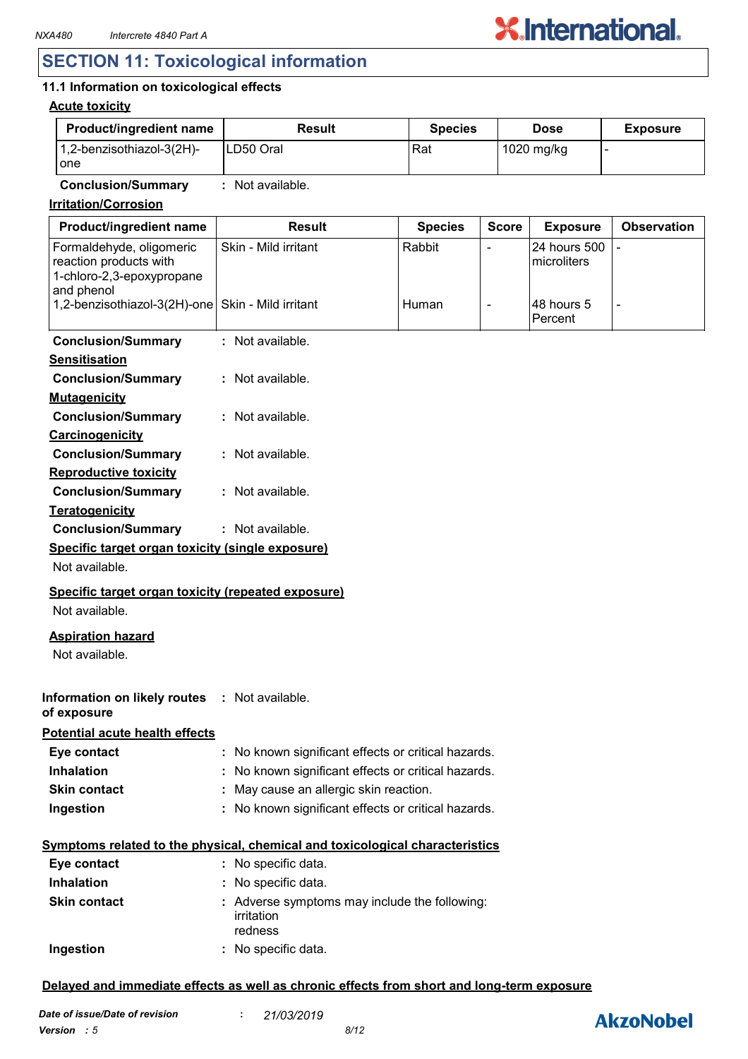## SECTION 11: Toxicological information

### 11.1 Information on toxicological effects

**Acute toxicity**

| Product/ingredient name | Result | Species | Dose | Exposure |
|---|---|---|---|---|
| 1,2-benzisothiazol-3(2H)-one | LD50 Oral | Rat | 1020 mg/kg | - |

**Conclusion/Summary** : Not available.

**Irritation/Corrosion**

| Product/ingredient name | Result | Species | Score | Exposure | Observation |
|---|---|---|---|---|---|
| Formaldehyde, oligomeric reaction products with 1-chloro-2,3-epoxypropane and phenol | Skin - Mild irritant | Rabbit | - | 24 hours 500 microliters | - |
| 1,2-benzisothiazol-3(2H)-one | Skin - Mild irritant | Human | - | 48 hours 5 Percent | - |

**Conclusion/Summary** : Not available.

**Sensitisation**

**Conclusion/Summary** : Not available.

**Mutagenicity**

**Conclusion/Summary** : Not available.

**Carcinogenicity**

**Conclusion/Summary** : Not available.

**Reproductive toxicity**

**Conclusion/Summary** : Not available.

**Teratogenicity**

**Conclusion/Summary** : Not available.

**Specific target organ toxicity (single exposure)**

Not available.

**Specific target organ toxicity (repeated exposure)**

Not available.

**Aspiration hazard**

Not available.

**Information on likely routes of exposure** : Not available.

**Potential acute health effects**

**Eye contact** : No known significant effects or critical hazards.

**Inhalation** : No known significant effects or critical hazards.

**Skin contact** : May cause an allergic skin reaction.

**Ingestion** : No known significant effects or critical hazards.

**Symptoms related to the physical, chemical and toxicological characteristics**

**Eye contact** : No specific data.

**Inhalation** : No specific data.

**Skin contact** : Adverse symptoms may include the following:
irritation
redness

**Ingestion** : No specific data.

**Delayed and immediate effects as well as chronic effects from short and long-term exposure**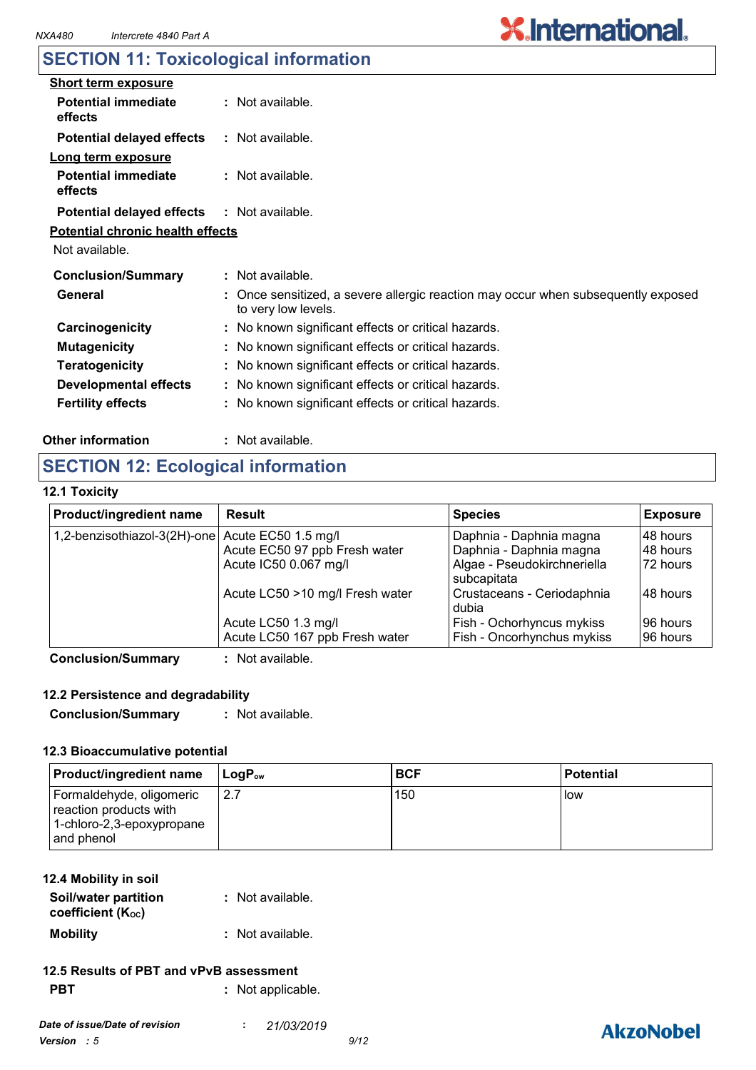## SECTION 11: Toxicological information

**Short term exposure**

| | |
|---|---|
| **Potential immediate effects** | : Not available. |
| **Potential delayed effects** | : Not available. |

**Long term exposure**

| | |
|---|---|
| **Potential immediate effects** | : Not available. |
| **Potential delayed effects** | : Not available. |

**Potential chronic health effects**

Not available.

| | |
|---|---|
| **Conclusion/Summary** | : Not available. |
| **General** | : Once sensitized, a severe allergic reaction may occur when subsequently exposed to very low levels. |
| **Carcinogenicity** | : No known significant effects or critical hazards. |
| **Mutagenicity** | : No known significant effects or critical hazards. |
| **Teratogenicity** | : No known significant effects or critical hazards. |
| **Developmental effects** | : No known significant effects or critical hazards. |
| **Fertility effects** | : No known significant effects or critical hazards. |

**Other information** : Not available.

## SECTION 12: Ecological information

### 12.1 Toxicity

| Product/ingredient name | Result | Species | Exposure |
|---|---|---|---|
| 1,2-benzisothiazol-3(2H)-one | Acute EC50 1.5 mg/l | Daphnia - Daphnia magna | 48 hours |
| | Acute EC50 97 ppb Fresh water | Daphnia - Daphnia magna | 48 hours |
| | Acute IC50 0.067 mg/l | Algae - Pseudokirchneriella subcapitata | 72 hours |
| | Acute LC50 >10 mg/l Fresh water | Crustaceans - Ceriodaphnia dubia | 48 hours |
| | Acute LC50 1.3 mg/l | Fish - Ochorhyncus mykiss | 96 hours |
| | Acute LC50 167 ppb Fresh water | Fish - Oncorhynchus mykiss | 96 hours |

**Conclusion/Summary** : Not available.

### 12.2 Persistence and degradability

**Conclusion/Summary** : Not available.

### 12.3 Bioaccumulative potential

| Product/ingredient name | $LogP_{ow}$ | BCF | Potential |
|---|---|---|---|
| Formaldehyde, oligomeric reaction products with 1-chloro-2,3-epoxypropane and phenol | 2.7 | 150 | low |

### 12.4 Mobility in soil

| | |
|---|---|
| **Soil/water partition coefficient ($K_{OC}$)** | : Not available. |
| **Mobility** | : Not available. |

### 12.5 Results of PBT and vPvB assessment

**PBT** : Not applicable.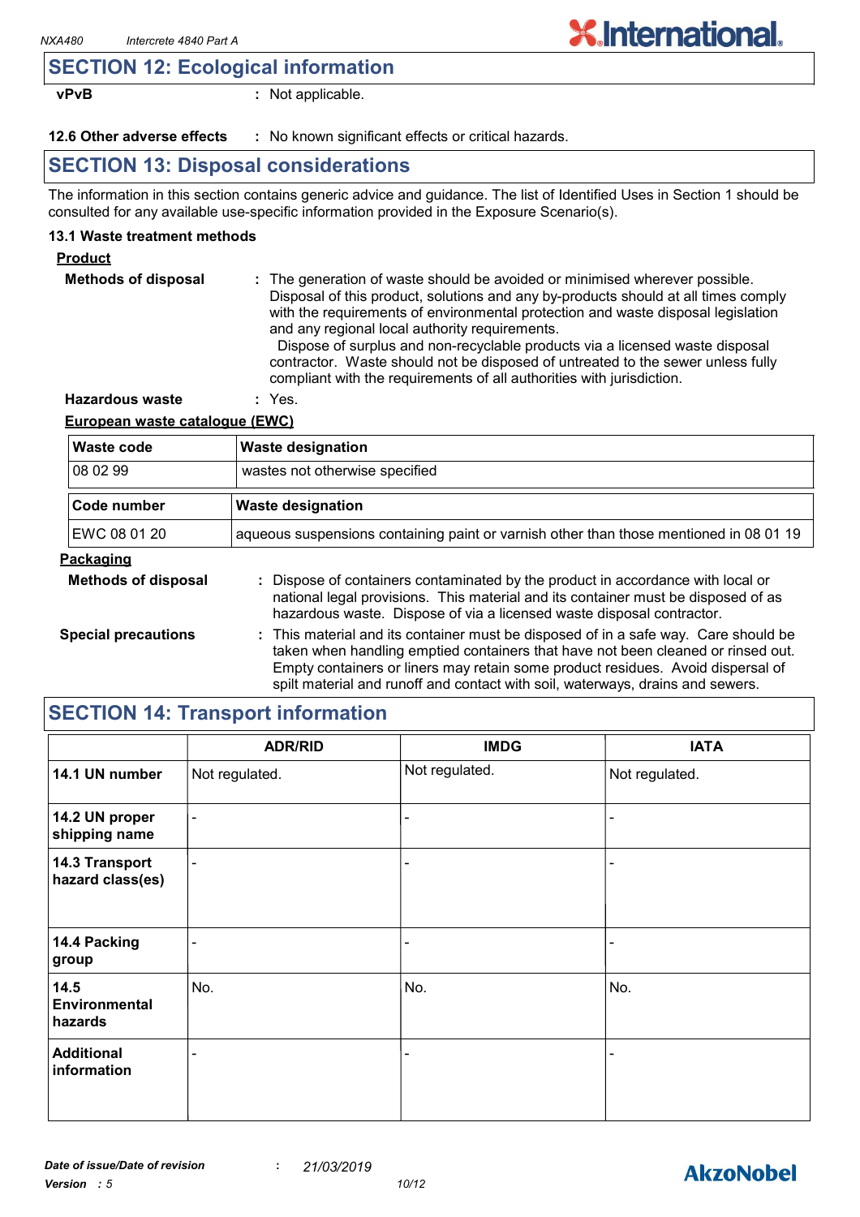## SECTION 12: Ecological information

**vPvB** : Not applicable.

**12.6 Other adverse effects** : No known significant effects or critical hazards.

## SECTION 13: Disposal considerations

The information in this section contains generic advice and guidance. The list of Identified Uses in Section 1 should be consulted for any available use-specific information provided in the Exposure Scenario(s).

### 13.1 Waste treatment methods

**Product**

**Methods of disposal** : The generation of waste should be avoided or minimised wherever possible. Disposal of this product, solutions and any by-products should at all times comply with the requirements of environmental protection and waste disposal legislation and any regional local authority requirements. Dispose of surplus and non-recyclable products via a licensed waste disposal contractor. Waste should not be disposed of untreated to the sewer unless fully compliant with the requirements of all authorities with jurisdiction.

**Hazardous waste** : Yes.

**European waste catalogue (EWC)**

| Waste code | Waste designation |
|---|---|
| 08 02 99 | wastes not otherwise specified |

| Code number | Waste designation |
|---|---|
| EWC 08 01 20 | aqueous suspensions containing paint or varnish other than those mentioned in 08 01 19 |

**Packaging**

**Methods of disposal** : Dispose of containers contaminated by the product in accordance with local or national legal provisions. This material and its container must be disposed of as hazardous waste. Dispose of via a licensed waste disposal contractor.

**Special precautions** : This material and its container must be disposed of in a safe way. Care should be taken when handling emptied containers that have not been cleaned or rinsed out. Empty containers or liners may retain some product residues. Avoid dispersal of spilt material and runoff and contact with soil, waterways, drains and sewers.

## SECTION 14: Transport information

| | ADR/RID | IMDG | IATA |
|---|---|---|---|
| **14.1 UN number** | Not regulated. | Not regulated. | Not regulated. |
| **14.2 UN proper shipping name** | - | - | - |
| **14.3 Transport hazard class(es)** | - | - | - |
| **14.4 Packing group** | - | - | - |
| **14.5 Environmental hazards** | No. | No. | No. |
| **Additional information** | - | - | - |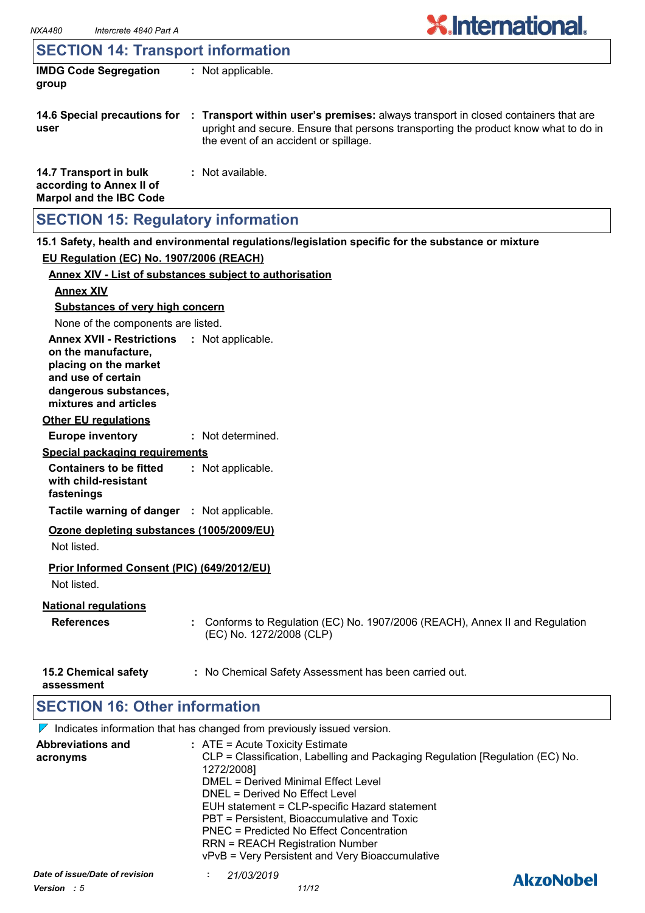## SECTION 14: Transport information

**IMDG Code Segregation group** : Not applicable.

**14.6 Special precautions for user** : **Transport within user's premises:** always transport in closed containers that are upright and secure. Ensure that persons transporting the product know what to do in the event of an accident or spillage.

**14.7 Transport in bulk according to Annex II of Marpol and the IBC Code** : Not available.

## SECTION 15: Regulatory information

**15.1 Safety, health and environmental regulations/legislation specific for the substance or mixture**

**EU Regulation (EC) No. 1907/2006 (REACH)**

**Annex XIV - List of substances subject to authorisation**

**Annex XIV**

**Substances of very high concern**

None of the components are listed.

**Annex XVII - Restrictions on the manufacture, placing on the market and use of certain dangerous substances, mixtures and articles** : Not applicable.

**Other EU regulations**

**Europe inventory** : Not determined.

**Special packaging requirements**

**Containers to be fitted with child-resistant fastenings** : Not applicable.

**Tactile warning of danger** : Not applicable.

**Ozone depleting substances (1005/2009/EU)**

Not listed.

**Prior Informed Consent (PIC) (649/2012/EU)**

Not listed.

**National regulations**

**References** : Conforms to Regulation (EC) No. 1907/2006 (REACH), Annex II and Regulation (EC) No. 1272/2008 (CLP)

**15.2 Chemical safety assessment** : No Chemical Safety Assessment has been carried out.

## SECTION 16: Other information

◤ Indicates information that has changed from previously issued version.

**Abbreviations and acronyms** :
ATE = Acute Toxicity Estimate
CLP = Classification, Labelling and Packaging Regulation [Regulation (EC) No. 1272/2008]
DMEL = Derived Minimal Effect Level
DNEL = Derived No Effect Level
EUH statement = CLP-specific Hazard statement
PBT = Persistent, Bioaccumulative and Toxic
PNEC = Predicted No Effect Concentration
RRN = REACH Registration Number
vPvB = Very Persistent and Very Bioaccumulative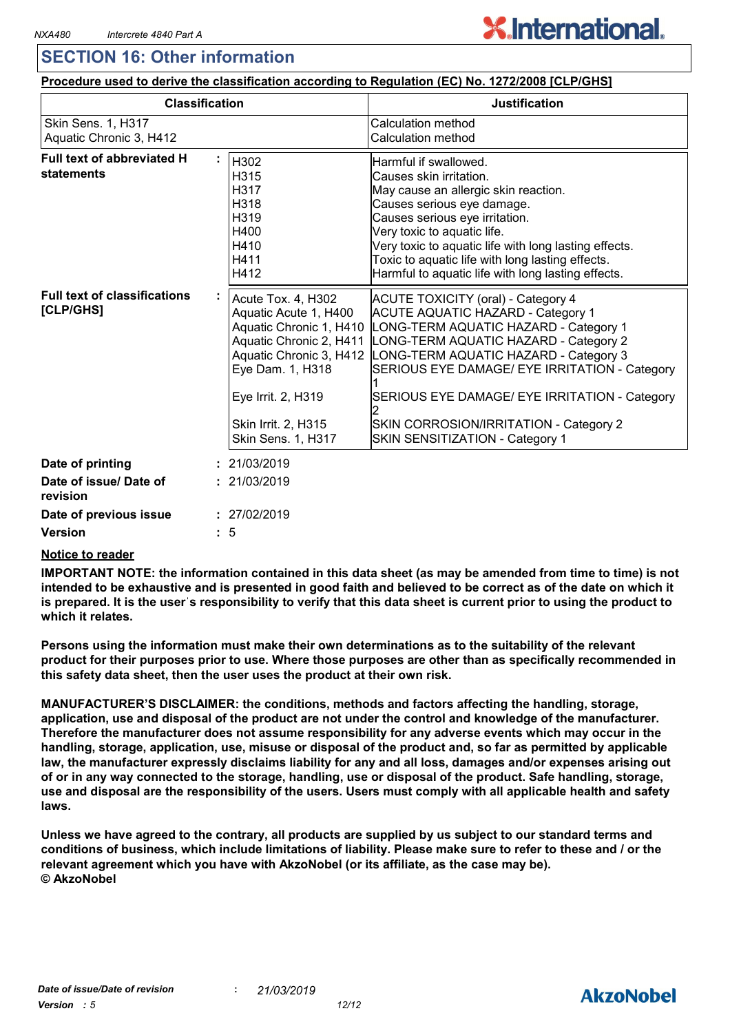## SECTION 16: Other information

**Procedure used to derive the classification according to Regulation (EC) No. 1272/2008 [CLP/GHS]**

| Classification | Justification |
|---|---|
| Skin Sens. 1, H317 | Calculation method |
| Aquatic Chronic 3, H412 | Calculation method |

**Full text of abbreviated H statements** :

| | |
|---|---|
| H302 | Harmful if swallowed. |
| H315 | Causes skin irritation. |
| H317 | May cause an allergic skin reaction. |
| H318 | Causes serious eye damage. |
| H319 | Causes serious eye irritation. |
| H400 | Very toxic to aquatic life. |
| H410 | Very toxic to aquatic life with long lasting effects. |
| H411 | Toxic to aquatic life with long lasting effects. |
| H412 | Harmful to aquatic life with long lasting effects. |

**Full text of classifications [CLP/GHS]** :

| | |
|---|---|
| Acute Tox. 4, H302 | ACUTE TOXICITY (oral) - Category 4 |
| Aquatic Acute 1, H400 | ACUTE AQUATIC HAZARD - Category 1 |
| Aquatic Chronic 1, H410 | LONG-TERM AQUATIC HAZARD - Category 1 |
| Aquatic Chronic 2, H411 | LONG-TERM AQUATIC HAZARD - Category 2 |
| Aquatic Chronic 3, H412 | LONG-TERM AQUATIC HAZARD - Category 3 |
| Eye Dam. 1, H318 | SERIOUS EYE DAMAGE/ EYE IRRITATION - Category 1 |
| Eye Irrit. 2, H319 | SERIOUS EYE DAMAGE/ EYE IRRITATION - Category 2 |
| Skin Irrit. 2, H315 | SKIN CORROSION/IRRITATION - Category 2 |
| Skin Sens. 1, H317 | SKIN SENSITIZATION - Category 1 |

**Date of printing** : 21/03/2019

**Date of issue/ Date of revision** : 21/03/2019

**Date of previous issue** : 27/02/2019

**Version** : 5

**Notice to reader**

**IMPORTANT NOTE: the information contained in this data sheet (as may be amended from time to time) is not intended to be exhaustive and is presented in good faith and believed to be correct as of the date on which it is prepared. It is the user's responsibility to verify that this data sheet is current prior to using the product to which it relates.**

**Persons using the information must make their own determinations as to the suitability of the relevant product for their purposes prior to use. Where those purposes are other than as specifically recommended in this safety data sheet, then the user uses the product at their own risk.**

**MANUFACTURER'S DISCLAIMER: the conditions, methods and factors affecting the handling, storage, application, use and disposal of the product are not under the control and knowledge of the manufacturer. Therefore the manufacturer does not assume responsibility for any adverse events which may occur in the handling, storage, application, use, misuse or disposal of the product and, so far as permitted by applicable law, the manufacturer expressly disclaims liability for any and all loss, damages and/or expenses arising out of or in any way connected to the storage, handling, use or disposal of the product. Safe handling, storage, use and disposal are the responsibility of the users. Users must comply with all applicable health and safety laws.**

**Unless we have agreed to the contrary, all products are supplied by us subject to our standard terms and conditions of business, which include limitations of liability. Please make sure to refer to these and / or the relevant agreement which you have with AkzoNobel (or its affiliate, as the case may be).**
**© AkzoNobel**